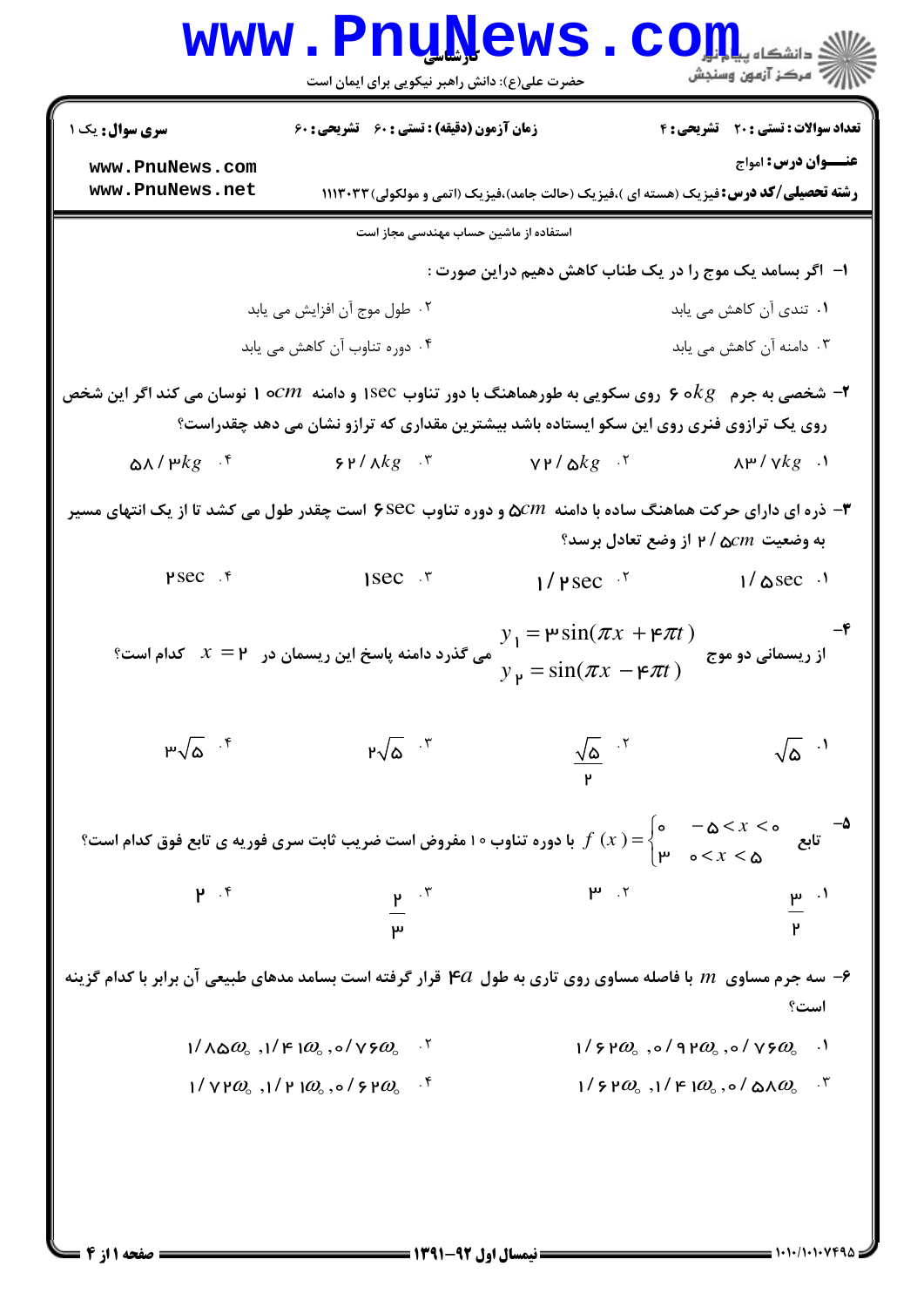**سری سوال:** یک ۱

**زمان آزمون (دقیقه) : تستی :** ۶۰ **تشریحی :** ۶۰

**تعداد سوالات : تستی :** ۲۰ **تشریحی :** ۴

**عنـــوان درس:** امواج

**رشته تحصیلی/کد درس:** فیزیک (هسته ای )،فیزیک (حالت جامد)،فیزیک (اتمی و مولکولی)۱۱۱۳۰۳۳

استفاده از ماشین حساب مهندسی مجاز است

۱- اگر بسامد یک موج را در یک طناب کاهش دهیم دراین صورت :

۱. تندی آن کاهش می یابد

۲. طول موج آن افزایش می یابد

۳. دامنه آن کاهش می یابد

۴. دوره تناوب آن کاهش می یابد

۲- شخصی به جرم $60kg$ روی سکویی به طورهماهنگ با دور تناوب $1\sec$ و دامنه $10cm$ نوسان می کند اگر این شخص روی یک ترازوی فنری روی این سکو ایستاده باشد بیشترین مقداری که ترازو نشان می دهد چقدراست؟

۱. $83/7kg$

۲. $72/5kg$

۳. $62/8kg$

۴. $58/3kg$

۳- ذره ای دارای حرکت هماهنگ ساده با دامنه $5cm$ و دوره تناوب $6\sec$ است چقدر طول می کشد تا از یک انتهای مسیر به وضعیت $2/5cm$ از وضع تعادل برسد؟

۱. $1/5\sec$

۲. $1/2\sec$

۳. $1\sec$

۴. $2\sec$

۴- از ریسمانی دو موج
$$y_1 = 3\sin(\pi x + 4\pi t)$$
$$y_2 = \sin(\pi x - 4\pi t)$$
می گذرد دامنه پاسخ این ریسمان در $x = 2$ کدام است؟

۱. $\sqrt{5}$

۲. $\frac{\sqrt{5}}{2}$

۳. $2\sqrt{5}$

۴. $3\sqrt{5}$

۵- تابع $f(x) = \begin{cases} 0 & -5 < x < 0 \\ 3 & 0 < x < 5 \end{cases}$ با دوره تناوب ۱۰ مفروض است ضریب ثابت سری فوریه ی تابع فوق کدام است؟

۱. $\frac{3}{2}$

۲. $3$

۳. $\frac{2}{3}$

۴. $2$

۶- سه جرم مساوی $m$ با فاصله مساوی روی تاری به طول $4a$ قرار گرفته است بسامد مدهای طبیعی آن برابر با کدام گزینه است؟

۱. $1/62\omega_0 \,, 0/92\omega_0 \,, 0/76\omega_0$

۲. $1/85\omega_0 \,, 1/41\omega_0 \,, 0/76\omega_0$

۳. $1/62\omega_0 \,, 1/41\omega_0 \,, 0/58\omega_0$

۴. $1/72\omega_0 \,, 1/21\omega_0 \,, 0/62\omega_0$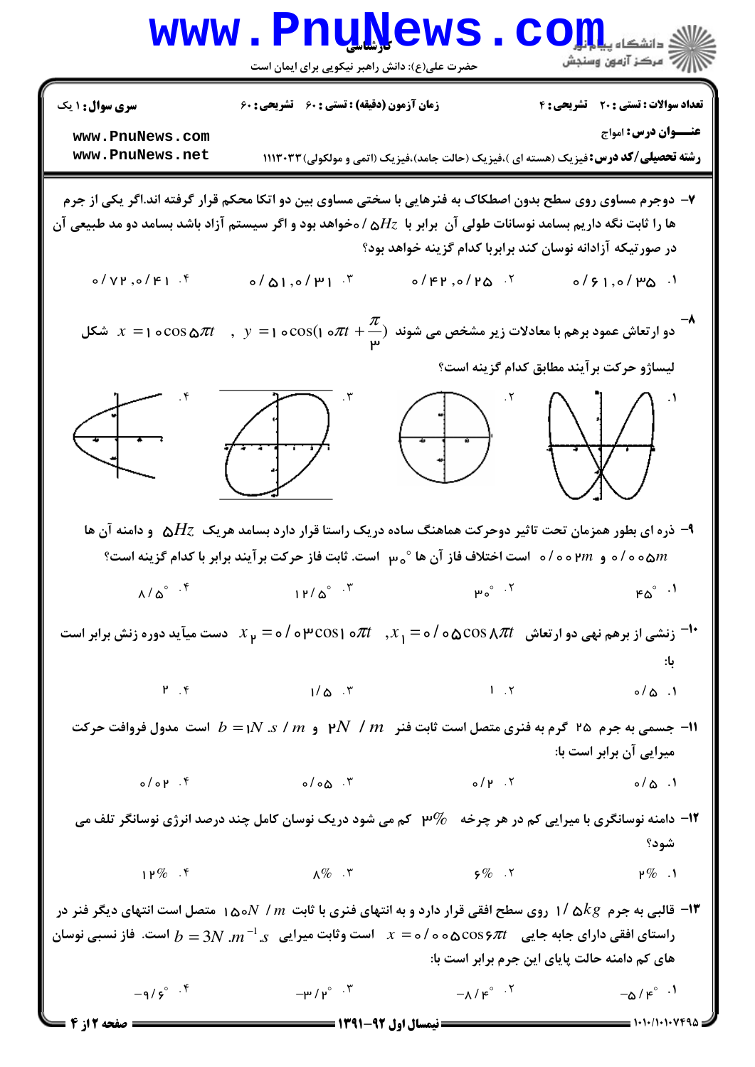۷- دوجرم مساوی روی سطح بدون اصطکاک به فنرهایی با سختی مساوی بین دو اتکا محکم قرار گرفته اند.اگر یکی از جرم ها را ثابت نگه داریم بسامد نوسانات طولی آن برابر با $0/5Hz$ خواهد بود و اگر سیستم آزاد باشد بسامد دو مد طبیعی آن در صورتیکه آزادانه نوسان کند برابربا کدام گزینه خواهد بود؟

۱. $0/61, 0/35$

۲. $0/42, 0/25$

۳. $0/51, 0/31$

۴. $0/72, 0/41$

۸- دو ارتعاش عمود برهم با معادلات زیر مشخص می شوند $x = 10\cos 5\pi t \quad , \quad y = 10\cos(10\pi t + \frac{\pi}{3})$ شکل لیساژو حرکت برآیند مطابق کدام گزینه است؟

۱.

۲.

۳.

۴.

۹- ذره ای بطور همزمان تحت تاثیر دوحرکت هماهنگ ساده دریک راستا قرار دارد بسامد هریک $5Hz$ و دامنه آن ها $0/005m$ و $0/002m$ است اختلاف فاز آن ها $30°$ است. ثابت فاز حرکت برآیند برابر با کدام گزینه است؟

۱. $45°$

۲. $30°$

۳. $12/5°$

۴. $8/5°$

۱۰- زنشی از برهم نهی دو ارتعاش $x_1 = 0/05\cos 8\pi t$ , $x_2 = 0/03\cos 10\pi t$ دست میآید دوره زنش برابر است با:

۱. $0/5$

۲. $1$

۳. $1/5$

۴. $2$

۱۱- جسمی به جرم ۲۵ گرم به فنری متصل است ثابت فنر $2N/m$ و $b = 1N.s/m$ است مدول فروافت حرکت میرایی آن برابر است با:

۱. $0/5$

۲. $0/2$

۳. $0/05$

۴. $0/02$

۱۲- دامنه نوسانگری با میرایی کم در هر چرخه $3\%$ کم می شود دریک نوسان کامل چند درصد انرژی نوسانگر تلف می شود؟

۱. $2\%$

۲. $6\%$

۳. $8\%$

۴. $12\%$

۱۳- قالبی به جرم $1/5kg$ روی سطح افقی قرار دارد و به انتهای فنری با ثابت $150N/m$ متصل است انتهای دیگر فنر در راستای افقی دارای جابه جایی $x = 0/005\cos 6\pi t$ است وثابت میرایی $b = 3N.m^{-1}.s$ است. فاز نسبی نوسان های کم دامنه حالت پایای این جرم برابر است با:

۱. $-5/4°$

۲. $-8/4°$

۳. $-3/2°$

۴. $-9/6°$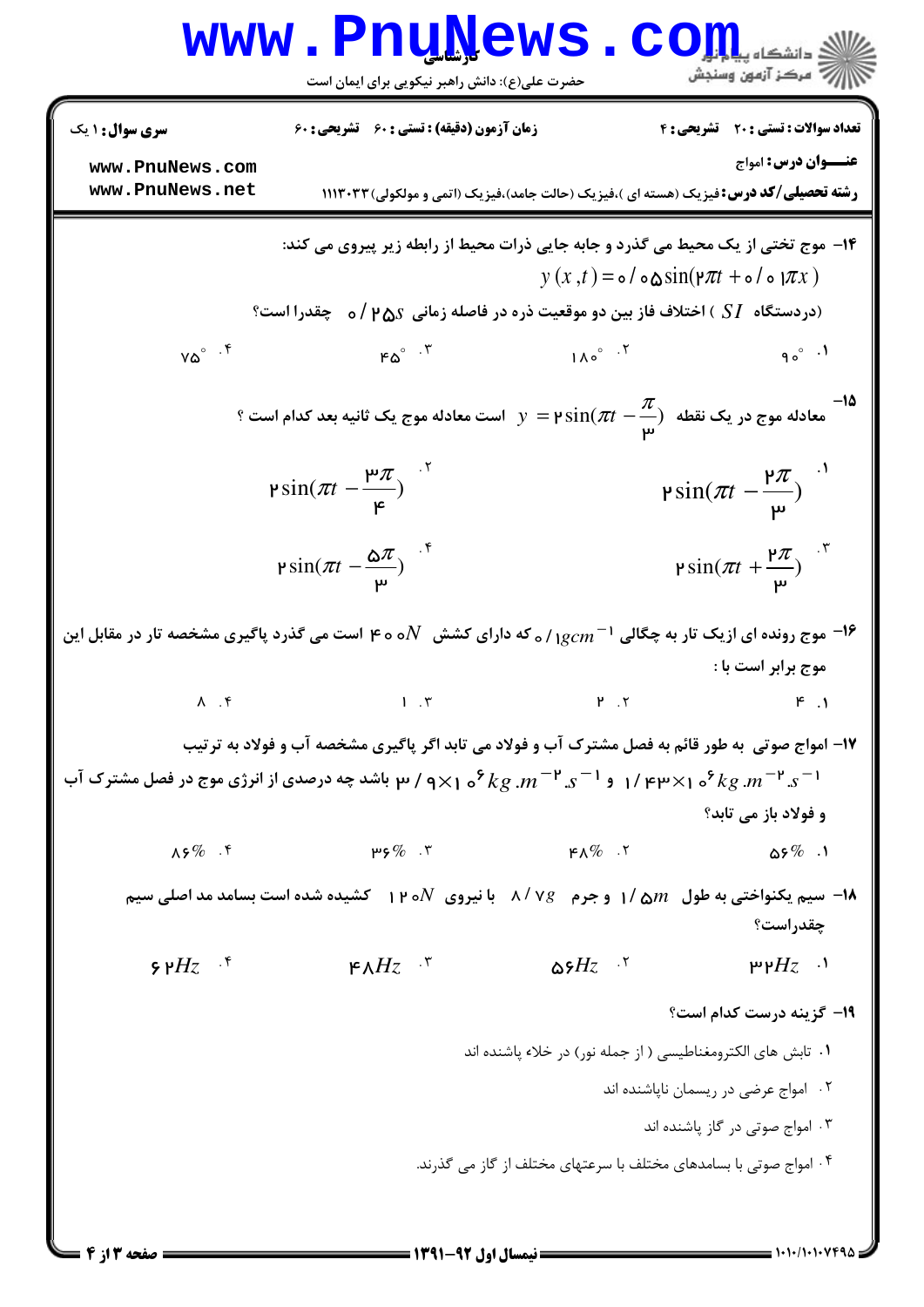**سری سوال:** ۱ یک | **زمان آزمون (دقیقه) : تستی :** ۶۰ **تشریحی :** ۶۰ | **تعداد سوالات : تستی :** ۲۰ **تشریحی :** ۴

**عنـــوان درس:** امواج

**رشته تحصیلی/کد درس:** فیزیک (هسته ای )،فیزیک (حالت جامد)،فیزیک (اتمی و مولکولی)۱۱۱۳۰۳۳

---

۱۴- موج تختی از یک محیط می گذرد و جابه جایی ذرات محیط از رابطه زیر پیروی می کند:

$$y(x,t) = 0/05\sin(2\pi t + 0/01\pi x)$$

(دردستگاه $SI$ ) اختلاف فاز بین دو موقعیت ذره در فاصله زمانی $0/25s$ چقدرا است؟

۱. $90^\circ$
۲. $180^\circ$
۳. $45^\circ$
۴. $75^\circ$

۱۵- معادله موج در یک نقطه $y = 2\sin(\pi t - \frac{\pi}{3})$ است معادله موج یک ثانیه بعد کدام است ؟

۱. $2\sin(\pi t - \frac{2\pi}{3})$
۲. $2\sin(\pi t - \frac{3\pi}{4})$
۳. $2\sin(\pi t + \frac{2\pi}{3})$
۴. $2\sin(\pi t - \frac{5\pi}{3})$

۱۶- موج رونده ای ازیک تار به چگالی $0/1gcm^{-1}$ که دارای کشش $40N$ است می گذرد پاگیری مشخصه تار در مقابل این موج برابر است با :

۱. ۴
۲. ۲
۳. ۱
۴. ۸

۱۷- امواج صوتی به طور قائم به فصل مشترک آب و فولاد می تابد اگر پاگیری مشخصه آب و فولاد به ترتیب $1/43\times10^{6}kg.m^{-2}.s^{-1}$ و $3/9\times10^{6}kg.m^{-2}.s^{-1}$ باشد چه درصدی از انرژی موج در فصل مشترک آب و فولاد باز می تابد؟

۱. $56\%$
۲. $48\%$
۳. $36\%$
۴. $86\%$

۱۸- سیم یکنواختی به طول $1/5m$ و جرم $8/7g$ با نیروی $120N$ کشیده شده است بسامد مد اصلی سیم چقدراست؟

۱. $32Hz$
۲. $56Hz$
۳. $48Hz$
۴. $62Hz$

۱۹- گزینه درست کدام است؟

۱. تابش های الکترومغناطیسی ( از جمله نور) در خلاء پاشنده اند
۲. امواج عرضی در ریسمان ناپاشنده اند
۳. امواج صوتی در گاز پاشنده اند
۴. امواج صوتی با بسامدهای مختلف با سرعتهای مختلف از گاز می گذرند.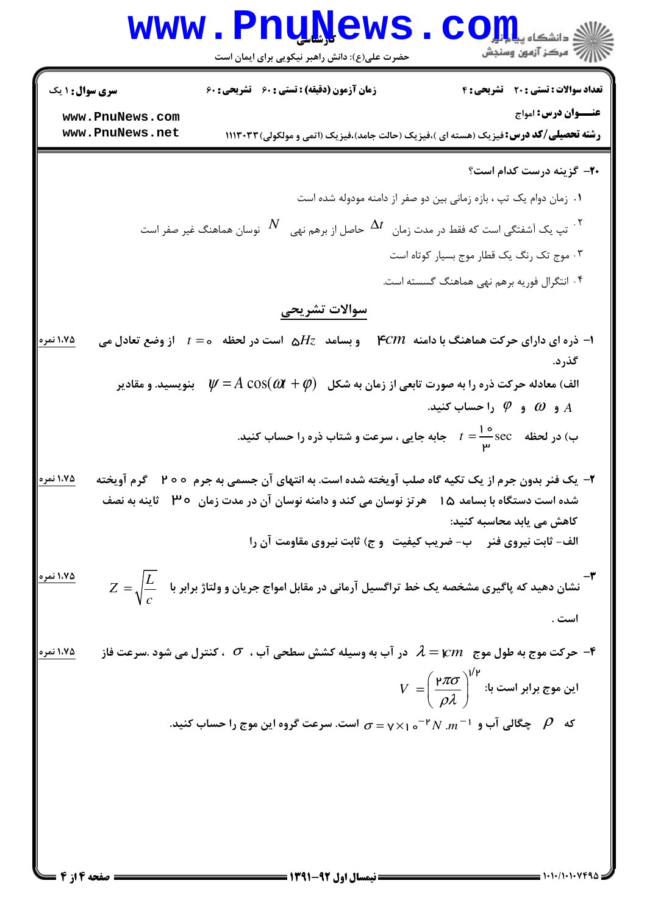**سری سوال:** ۱ یک | **زمان آزمون (دقیقه) : تستی :** ۶۰ **تشریحی :** ۶۰ | **تعداد سوالات : تستی :** ۲۰ **تشریحی :** ۴

**عنـــوان درس:** امواج

**رشته تحصیلی/کد درس:** فیزیک (هسته ای )،فیزیک (حالت جامد)،فیزیک (اتمی و مولکولی)۱۱۱۳۰۳۳

۲۰- گزینه درست کدام است؟

۱. زمان دوام یک تپ ، بازه زمانی بین دو صفر از دامنه مودوله شده است

۲. تپ یک آشفتگی است که فقط در مدت زمان $\Delta t$ حاصل از برهم نهی $N$ نوسان هماهنگ غیر صفر است

۳. موج تک رنگ یک قطار موج بسیار کوتاه است

۴. انتگرال فوریه برهم نهی هماهنگ گسسته است.

## سوالات تشریحی

۱- ذره ای دارای حرکت هماهنگ با دامنه $4cm$ و بسامد $5Hz$ است در لحظه $t=0$ از وضع تعادل می گذرد. (۱،۷۵ نمره)

الف) معادله حرکت ذره را به صورت تابعی از زمان به شکل $\psi = A\cos(\omega t + \varphi)$ بنویسید. و مقادیر $A$ و $\omega$ و $\varphi$ را حساب کنید.

ب) در لحظه $t = \frac{10}{3}\sec$ جابه جایی ، سرعت و شتاب ذره را حساب کنید.

۲- یک فنر بدون جرم از یک تکیه گاه صلب آویخته شده است. به انتهای آن جسمی به جرم ۲۰۰ گرم آویخته شده است دستگاه با بسامد ۱۵ هرتز نوسان می کند و دامنه نوسان آن در مدت زمان ۳۰ ثانیه به نصف کاهش می یابد محاسبه کنید: (۱،۷۵ نمره)

الف- ثابت نیروی فنر  ب- ضریب کیفیت  و ج) ثابت نیروی مقاومت آن را

۳- نشان دهید که پاگیری مشخصه یک خط تراگسیل آرمانی در مقابل امواج جریان و ولتاژ برابر با $Z = \sqrt{\frac{L}{c}}$ است . (۱،۷۵ نمره)

۴- حرکت موج به طول موج $\lambda = 1cm$ در آب به وسیله کشش سطحی آب ، $\sigma$ ، کنترل می شود .سرعت فاز این موج برابر است با: $V = \left(\frac{2\pi\sigma}{\rho\lambda}\right)^{1/2}$ (۱،۷۵ نمره)

که $\rho$ چگالی آب و $\sigma = 7\times10^{-2} N.m^{-1}$ است. سرعت گروه این موج را حساب کنید.